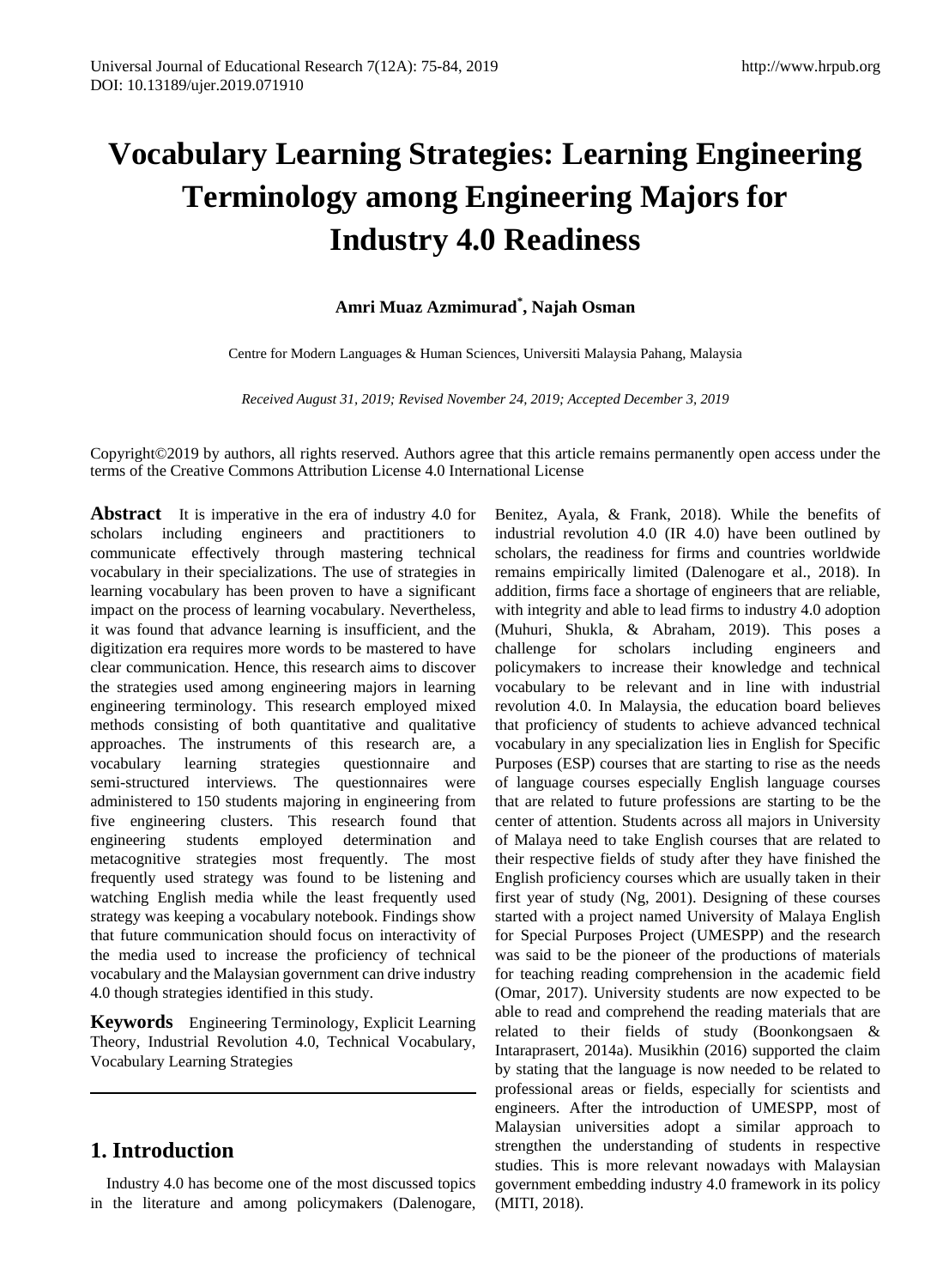# Vocabulary Learning Strategies: Learning Engineering Terminology among Engineering Majors for Industry 4.0 Readiness

**Amri Muaz Azmimurad[*], Najah Osman**

Centre for Modern Languages & Human Sciences, Universiti Malaysia Pahang, Malaysia

*Received August 31, 2019; Revised November 24, 2019; Accepted December 3, 2019*

Copyright©2019 by authors, all rights reserved. Authors agree that this article remains permanently open access under the terms of the Creative Commons Attribution License 4.0 International License

**Abstract** It is imperative in the era of industry 4.0 for scholars including engineers and practitioners to communicate effectively through mastering technical vocabulary in their specializations. The use of strategies in learning vocabulary has been proven to have a significant impact on the process of learning vocabulary. Nevertheless, it was found that advance learning is insufficient, and the digitization era requires more words to be mastered to have clear communication. Hence, this research aims to discover the strategies used among engineering majors in learning engineering terminology. This research employed mixed methods consisting of both quantitative and qualitative approaches. The instruments of this research are, a vocabulary learning strategies questionnaire and semi-structured interviews. The questionnaires were administered to 150 students majoring in engineering from five engineering clusters. This research found that engineering students employed determination and metacognitive strategies most frequently. The most frequently used strategy was found to be listening and watching English media while the least frequently used strategy was keeping a vocabulary notebook. Findings show that future communication should focus on interactivity of the media used to increase the proficiency of technical vocabulary and the Malaysian government can drive industry 4.0 though strategies identified in this study.

**Keywords** Engineering Terminology, Explicit Learning Theory, Industrial Revolution 4.0, Technical Vocabulary, Vocabulary Learning Strategies

## 1. Introduction

Industry 4.0 has become one of the most discussed topics in the literature and among policymakers (Dalenogare, Benitez, Ayala, & Frank, 2018). While the benefits of industrial revolution 4.0 (IR 4.0) have been outlined by scholars, the readiness for firms and countries worldwide remains empirically limited (Dalenogare et al., 2018). In addition, firms face a shortage of engineers that are reliable, with integrity and able to lead firms to industry 4.0 adoption (Muhuri, Shukla, & Abraham, 2019). This poses a challenge for scholars including engineers and policymakers to increase their knowledge and technical vocabulary to be relevant and in line with industrial revolution 4.0. In Malaysia, the education board believes that proficiency of students to achieve advanced technical vocabulary in any specialization lies in English for Specific Purposes (ESP) courses that are starting to rise as the needs of language courses especially English language courses that are related to future professions are starting to be the center of attention. Students across all majors in University of Malaya need to take English courses that are related to their respective fields of study after they have finished the English proficiency courses which are usually taken in their first year of study (Ng, 2001). Designing of these courses started with a project named University of Malaya English for Special Purposes Project (UMESPP) and the research was said to be the pioneer of the productions of materials for teaching reading comprehension in the academic field (Omar, 2017). University students are now expected to be able to read and comprehend the reading materials that are related to their fields of study (Boonkongsaen & Intaraprasert, 2014a). Musikhin (2016) supported the claim by stating that the language is now needed to be related to professional areas or fields, especially for scientists and engineers. After the introduction of UMESPP, most of Malaysian universities adopt a similar approach to strengthen the understanding of students in respective studies. This is more relevant nowadays with Malaysian government embedding industry 4.0 framework in its policy (MITI, 2018).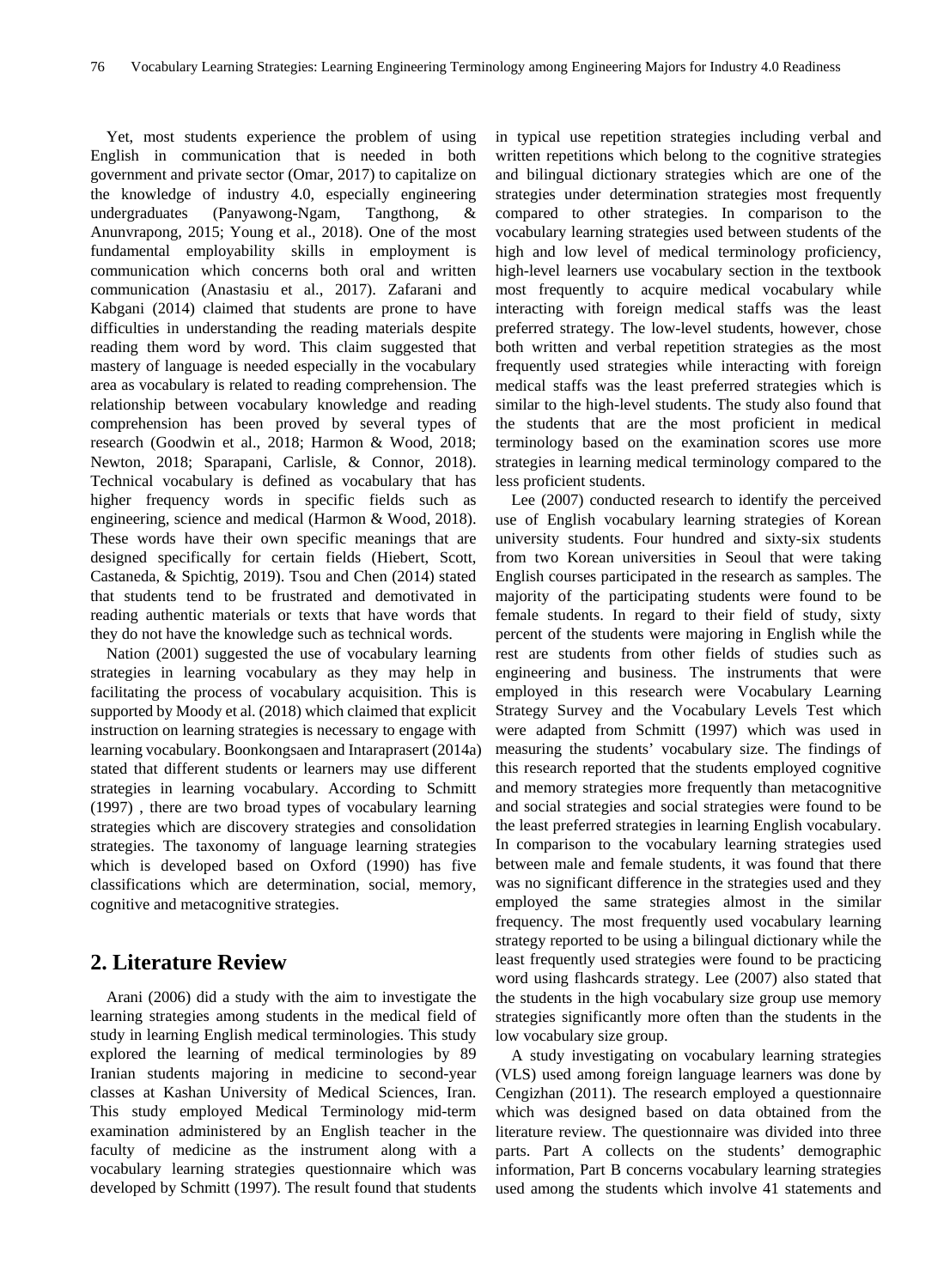Yet, most students experience the problem of using English in communication that is needed in both government and private sector (Omar, 2017) to capitalize on the knowledge of industry 4.0, especially engineering undergraduates (Panyawong-Ngam, Tangthong, & Anunvrapong, 2015; Young et al., 2018). One of the most fundamental employability skills in employment is communication which concerns both oral and written communication (Anastasiu et al., 2017). Zafarani and Kabgani (2014) claimed that students are prone to have difficulties in understanding the reading materials despite reading them word by word. This claim suggested that mastery of language is needed especially in the vocabulary area as vocabulary is related to reading comprehension. The relationship between vocabulary knowledge and reading comprehension has been proved by several types of research (Goodwin et al., 2018; Harmon & Wood, 2018; Newton, 2018; Sparapani, Carlisle, & Connor, 2018). Technical vocabulary is defined as vocabulary that has higher frequency words in specific fields such as engineering, science and medical (Harmon & Wood, 2018). These words have their own specific meanings that are designed specifically for certain fields (Hiebert, Scott, Castaneda, & Spichtig, 2019). Tsou and Chen (2014) stated that students tend to be frustrated and demotivated in reading authentic materials or texts that have words that they do not have the knowledge such as technical words.

Nation (2001) suggested the use of vocabulary learning strategies in learning vocabulary as they may help in facilitating the process of vocabulary acquisition. This is supported by Moody et al. (2018) which claimed that explicit instruction on learning strategies is necessary to engage with learning vocabulary. Boonkongsaen and Intaraprasert (2014a) stated that different students or learners may use different strategies in learning vocabulary. According to Schmitt (1997) , there are two broad types of vocabulary learning strategies which are discovery strategies and consolidation strategies. The taxonomy of language learning strategies which is developed based on Oxford (1990) has five classifications which are determination, social, memory, cognitive and metacognitive strategies.

## 2. Literature Review

Arani (2006) did a study with the aim to investigate the learning strategies among students in the medical field of study in learning English medical terminologies. This study explored the learning of medical terminologies by 89 Iranian students majoring in medicine to second-year classes at Kashan University of Medical Sciences, Iran. This study employed Medical Terminology mid-term examination administered by an English teacher in the faculty of medicine as the instrument along with a vocabulary learning strategies questionnaire which was developed by Schmitt (1997). The result found that students in typical use repetition strategies including verbal and written repetitions which belong to the cognitive strategies and bilingual dictionary strategies which are one of the strategies under determination strategies most frequently compared to other strategies. In comparison to the vocabulary learning strategies used between students of the high and low level of medical terminology proficiency, high-level learners use vocabulary section in the textbook most frequently to acquire medical vocabulary while interacting with foreign medical staffs was the least preferred strategy. The low-level students, however, chose both written and verbal repetition strategies as the most frequently used strategies while interacting with foreign medical staffs was the least preferred strategies which is similar to the high-level students. The study also found that the students that are the most proficient in medical terminology based on the examination scores use more strategies in learning medical terminology compared to the less proficient students.

Lee (2007) conducted research to identify the perceived use of English vocabulary learning strategies of Korean university students. Four hundred and sixty-six students from two Korean universities in Seoul that were taking English courses participated in the research as samples. The majority of the participating students were found to be female students. In regard to their field of study, sixty percent of the students were majoring in English while the rest are students from other fields of studies such as engineering and business. The instruments that were employed in this research were Vocabulary Learning Strategy Survey and the Vocabulary Levels Test which were adapted from Schmitt (1997) which was used in measuring the students' vocabulary size. The findings of this research reported that the students employed cognitive and memory strategies more frequently than metacognitive and social strategies and social strategies were found to be the least preferred strategies in learning English vocabulary. In comparison to the vocabulary learning strategies used between male and female students, it was found that there was no significant difference in the strategies used and they employed the same strategies almost in the similar frequency. The most frequently used vocabulary learning strategy reported to be using a bilingual dictionary while the least frequently used strategies were found to be practicing word using flashcards strategy. Lee (2007) also stated that the students in the high vocabulary size group use memory strategies significantly more often than the students in the low vocabulary size group.

A study investigating on vocabulary learning strategies (VLS) used among foreign language learners was done by Cengizhan (2011). The research employed a questionnaire which was designed based on data obtained from the literature review. The questionnaire was divided into three parts. Part A collects on the students' demographic information, Part B concerns vocabulary learning strategies used among the students which involve 41 statements and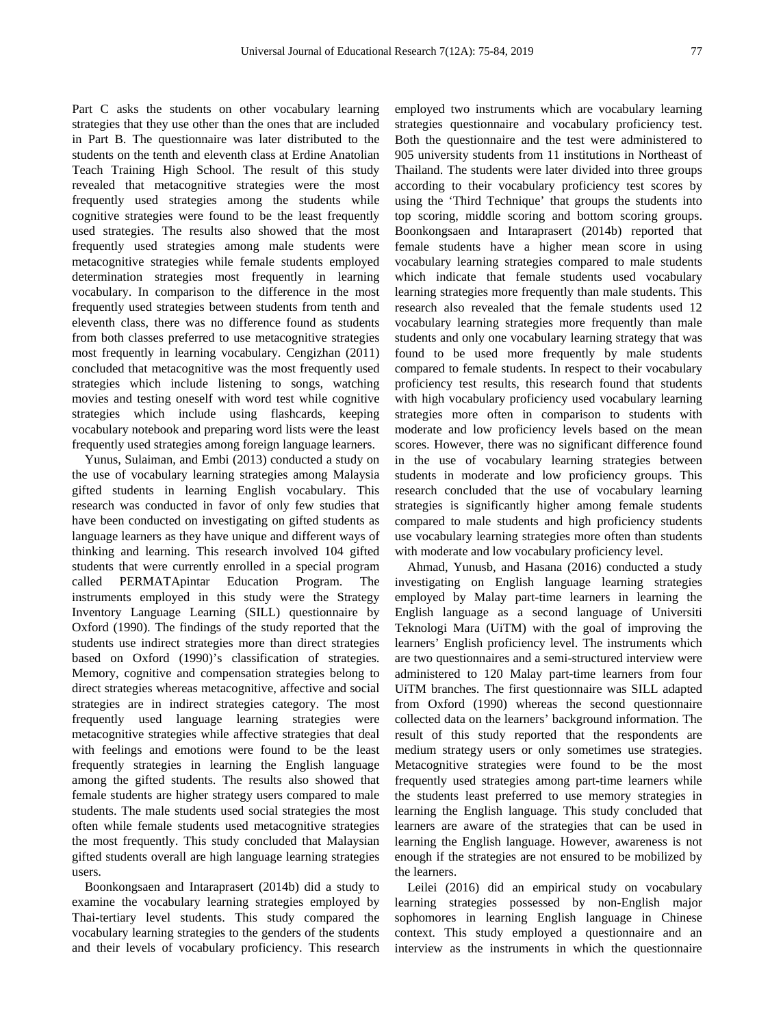Part C asks the students on other vocabulary learning strategies that they use other than the ones that are included in Part B. The questionnaire was later distributed to the students on the tenth and eleventh class at Erdine Anatolian Teach Training High School. The result of this study revealed that metacognitive strategies were the most frequently used strategies among the students while cognitive strategies were found to be the least frequently used strategies. The results also showed that the most frequently used strategies among male students were metacognitive strategies while female students employed determination strategies most frequently in learning vocabulary. In comparison to the difference in the most frequently used strategies between students from tenth and eleventh class, there was no difference found as students from both classes preferred to use metacognitive strategies most frequently in learning vocabulary. Cengizhan (2011) concluded that metacognitive was the most frequently used strategies which include listening to songs, watching movies and testing oneself with word test while cognitive strategies which include using flashcards, keeping vocabulary notebook and preparing word lists were the least frequently used strategies among foreign language learners.

Yunus, Sulaiman, and Embi (2013) conducted a study on the use of vocabulary learning strategies among Malaysia gifted students in learning English vocabulary. This research was conducted in favor of only few studies that have been conducted on investigating on gifted students as language learners as they have unique and different ways of thinking and learning. This research involved 104 gifted students that were currently enrolled in a special program called PERMATApintar Education Program. The instruments employed in this study were the Strategy Inventory Language Learning (SILL) questionnaire by Oxford (1990). The findings of the study reported that the students use indirect strategies more than direct strategies based on Oxford (1990)'s classification of strategies. Memory, cognitive and compensation strategies belong to direct strategies whereas metacognitive, affective and social strategies are in indirect strategies category. The most frequently used language learning strategies were metacognitive strategies while affective strategies that deal with feelings and emotions were found to be the least frequently strategies in learning the English language among the gifted students. The results also showed that female students are higher strategy users compared to male students. The male students used social strategies the most often while female students used metacognitive strategies the most frequently. This study concluded that Malaysian gifted students overall are high language learning strategies users.

Boonkongsaen and Intaraprasert (2014b) did a study to examine the vocabulary learning strategies employed by Thai-tertiary level students. This study compared the vocabulary learning strategies to the genders of the students and their levels of vocabulary proficiency. This research employed two instruments which are vocabulary learning strategies questionnaire and vocabulary proficiency test. Both the questionnaire and the test were administered to 905 university students from 11 institutions in Northeast of Thailand. The students were later divided into three groups according to their vocabulary proficiency test scores by using the 'Third Technique' that groups the students into top scoring, middle scoring and bottom scoring groups. Boonkongsaen and Intaraprasert (2014b) reported that female students have a higher mean score in using vocabulary learning strategies compared to male students which indicate that female students used vocabulary learning strategies more frequently than male students. This research also revealed that the female students used 12 vocabulary learning strategies more frequently than male students and only one vocabulary learning strategy that was found to be used more frequently by male students compared to female students. In respect to their vocabulary proficiency test results, this research found that students with high vocabulary proficiency used vocabulary learning strategies more often in comparison to students with moderate and low proficiency levels based on the mean scores. However, there was no significant difference found in the use of vocabulary learning strategies between students in moderate and low proficiency groups. This research concluded that the use of vocabulary learning strategies is significantly higher among female students compared to male students and high proficiency students use vocabulary learning strategies more often than students with moderate and low vocabulary proficiency level.

Ahmad, Yunusb, and Hasana (2016) conducted a study investigating on English language learning strategies employed by Malay part-time learners in learning the English language as a second language of Universiti Teknologi Mara (UiTM) with the goal of improving the learners' English proficiency level. The instruments which are two questionnaires and a semi-structured interview were administered to 120 Malay part-time learners from four UiTM branches. The first questionnaire was SILL adapted from Oxford (1990) whereas the second questionnaire collected data on the learners' background information. The result of this study reported that the respondents are medium strategy users or only sometimes use strategies. Metacognitive strategies were found to be the most frequently used strategies among part-time learners while the students least preferred to use memory strategies in learning the English language. This study concluded that learners are aware of the strategies that can be used in learning the English language. However, awareness is not enough if the strategies are not ensured to be mobilized by the learners.

Leilei (2016) did an empirical study on vocabulary learning strategies possessed by non-English major sophomores in learning English language in Chinese context. This study employed a questionnaire and an interview as the instruments in which the questionnaire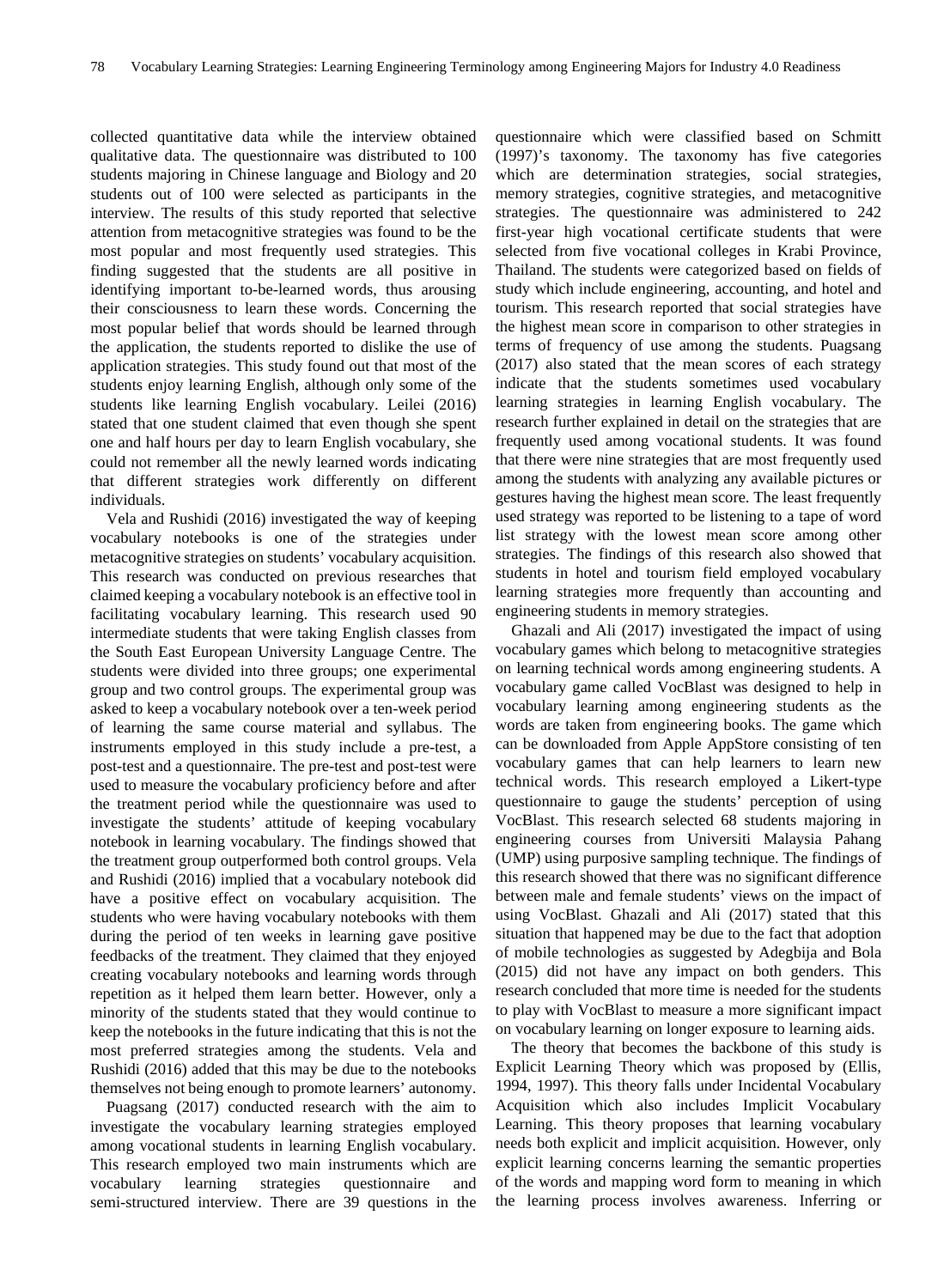collected quantitative data while the interview obtained qualitative data. The questionnaire was distributed to 100 students majoring in Chinese language and Biology and 20 students out of 100 were selected as participants in the interview. The results of this study reported that selective attention from metacognitive strategies was found to be the most popular and most frequently used strategies. This finding suggested that the students are all positive in identifying important to-be-learned words, thus arousing their consciousness to learn these words. Concerning the most popular belief that words should be learned through the application, the students reported to dislike the use of application strategies. This study found out that most of the students enjoy learning English, although only some of the students like learning English vocabulary. Leilei (2016) stated that one student claimed that even though she spent one and half hours per day to learn English vocabulary, she could not remember all the newly learned words indicating that different strategies work differently on different individuals.

Vela and Rushidi (2016) investigated the way of keeping vocabulary notebooks is one of the strategies under metacognitive strategies on students' vocabulary acquisition. This research was conducted on previous researches that claimed keeping a vocabulary notebook is an effective tool in facilitating vocabulary learning. This research used 90 intermediate students that were taking English classes from the South East European University Language Centre. The students were divided into three groups; one experimental group and two control groups. The experimental group was asked to keep a vocabulary notebook over a ten-week period of learning the same course material and syllabus. The instruments employed in this study include a pre-test, a post-test and a questionnaire. The pre-test and post-test were used to measure the vocabulary proficiency before and after the treatment period while the questionnaire was used to investigate the students' attitude of keeping vocabulary notebook in learning vocabulary. The findings showed that the treatment group outperformed both control groups. Vela and Rushidi (2016) implied that a vocabulary notebook did have a positive effect on vocabulary acquisition. The students who were having vocabulary notebooks with them during the period of ten weeks in learning gave positive feedbacks of the treatment. They claimed that they enjoyed creating vocabulary notebooks and learning words through repetition as it helped them learn better. However, only a minority of the students stated that they would continue to keep the notebooks in the future indicating that this is not the most preferred strategies among the students. Vela and Rushidi (2016) added that this may be due to the notebooks themselves not being enough to promote learners' autonomy.

Puagsang (2017) conducted research with the aim to investigate the vocabulary learning strategies employed among vocational students in learning English vocabulary. This research employed two main instruments which are vocabulary learning strategies questionnaire and semi-structured interview. There are 39 questions in the questionnaire which were classified based on Schmitt (1997)'s taxonomy. The taxonomy has five categories which are determination strategies, social strategies, memory strategies, cognitive strategies, and metacognitive strategies. The questionnaire was administered to 242 first-year high vocational certificate students that were selected from five vocational colleges in Krabi Province, Thailand. The students were categorized based on fields of study which include engineering, accounting, and hotel and tourism. This research reported that social strategies have the highest mean score in comparison to other strategies in terms of frequency of use among the students. Puagsang (2017) also stated that the mean scores of each strategy indicate that the students sometimes used vocabulary learning strategies in learning English vocabulary. The research further explained in detail on the strategies that are frequently used among vocational students. It was found that there were nine strategies that are most frequently used among the students with analyzing any available pictures or gestures having the highest mean score. The least frequently used strategy was reported to be listening to a tape of word list strategy with the lowest mean score among other strategies. The findings of this research also showed that students in hotel and tourism field employed vocabulary learning strategies more frequently than accounting and engineering students in memory strategies.

Ghazali and Ali (2017) investigated the impact of using vocabulary games which belong to metacognitive strategies on learning technical words among engineering students. A vocabulary game called VocBlast was designed to help in vocabulary learning among engineering students as the words are taken from engineering books. The game which can be downloaded from Apple AppStore consisting of ten vocabulary games that can help learners to learn new technical words. This research employed a Likert-type questionnaire to gauge the students' perception of using VocBlast. This research selected 68 students majoring in engineering courses from Universiti Malaysia Pahang (UMP) using purposive sampling technique. The findings of this research showed that there was no significant difference between male and female students' views on the impact of using VocBlast. Ghazali and Ali (2017) stated that this situation that happened may be due to the fact that adoption of mobile technologies as suggested by Adegbija and Bola (2015) did not have any impact on both genders. This research concluded that more time is needed for the students to play with VocBlast to measure a more significant impact on vocabulary learning on longer exposure to learning aids.

The theory that becomes the backbone of this study is Explicit Learning Theory which was proposed by (Ellis, 1994, 1997). This theory falls under Incidental Vocabulary Acquisition which also includes Implicit Vocabulary Learning. This theory proposes that learning vocabulary needs both explicit and implicit acquisition. However, only explicit learning concerns learning the semantic properties of the words and mapping word form to meaning in which the learning process involves awareness. Inferring or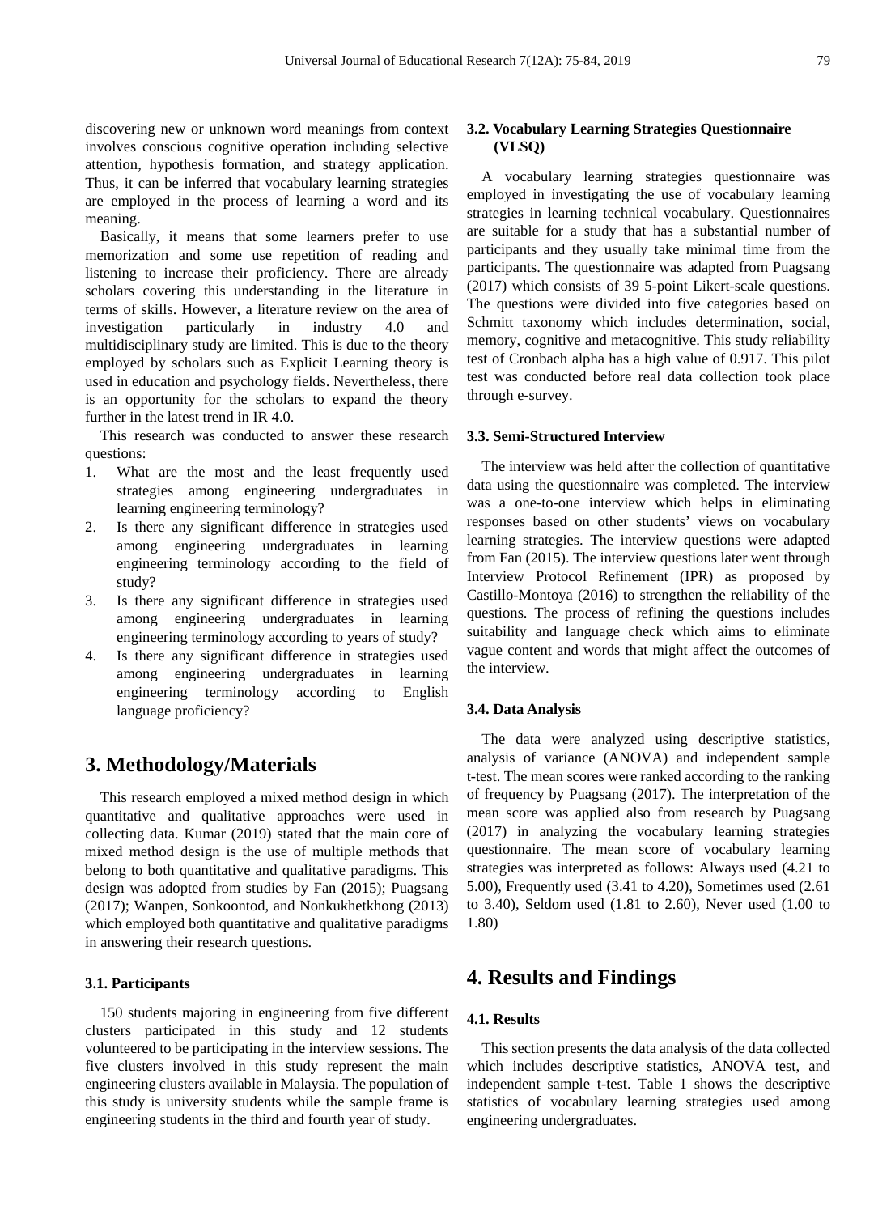discovering new or unknown word meanings from context involves conscious cognitive operation including selective attention, hypothesis formation, and strategy application. Thus, it can be inferred that vocabulary learning strategies are employed in the process of learning a word and its meaning.

Basically, it means that some learners prefer to use memorization and some use repetition of reading and listening to increase their proficiency. There are already scholars covering this understanding in the literature in terms of skills. However, a literature review on the area of investigation particularly in industry 4.0 and multidisciplinary study are limited. This is due to the theory employed by scholars such as Explicit Learning theory is used in education and psychology fields. Nevertheless, there is an opportunity for the scholars to expand the theory further in the latest trend in IR 4.0.

This research was conducted to answer these research questions:

1. What are the most and the least frequently used strategies among engineering undergraduates in learning engineering terminology?
2. Is there any significant difference in strategies used among engineering undergraduates in learning engineering terminology according to the field of study?
3. Is there any significant difference in strategies used among engineering undergraduates in learning engineering terminology according to years of study?
4. Is there any significant difference in strategies used among engineering undergraduates in learning engineering terminology according to English language proficiency?

# 3. Methodology/Materials

This research employed a mixed method design in which quantitative and qualitative approaches were used in collecting data. Kumar (2019) stated that the main core of mixed method design is the use of multiple methods that belong to both quantitative and qualitative paradigms. This design was adopted from studies by Fan (2015); Puagsang (2017); Wanpen, Sonkoontod, and Nonkukhetkhong (2013) which employed both quantitative and qualitative paradigms in answering their research questions.

### 3.1. Participants

150 students majoring in engineering from five different clusters participated in this study and 12 students volunteered to be participating in the interview sessions. The five clusters involved in this study represent the main engineering clusters available in Malaysia. The population of this study is university students while the sample frame is engineering students in the third and fourth year of study.

### 3.2. Vocabulary Learning Strategies Questionnaire (VLSQ)

A vocabulary learning strategies questionnaire was employed in investigating the use of vocabulary learning strategies in learning technical vocabulary. Questionnaires are suitable for a study that has a substantial number of participants and they usually take minimal time from the participants. The questionnaire was adapted from Puagsang (2017) which consists of 39 5-point Likert-scale questions. The questions were divided into five categories based on Schmitt taxonomy which includes determination, social, memory, cognitive and metacognitive. This study reliability test of Cronbach alpha has a high value of 0.917. This pilot test was conducted before real data collection took place through e-survey.

### 3.3. Semi-Structured Interview

The interview was held after the collection of quantitative data using the questionnaire was completed. The interview was a one-to-one interview which helps in eliminating responses based on other students' views on vocabulary learning strategies. The interview questions were adapted from Fan (2015). The interview questions later went through Interview Protocol Refinement (IPR) as proposed by Castillo-Montoya (2016) to strengthen the reliability of the questions. The process of refining the questions includes suitability and language check which aims to eliminate vague content and words that might affect the outcomes of the interview.

### 3.4. Data Analysis

The data were analyzed using descriptive statistics, analysis of variance (ANOVA) and independent sample t-test. The mean scores were ranked according to the ranking of frequency by Puagsang (2017). The interpretation of the mean score was applied also from research by Puagsang (2017) in analyzing the vocabulary learning strategies questionnaire. The mean score of vocabulary learning strategies was interpreted as follows: Always used (4.21 to 5.00), Frequently used (3.41 to 4.20), Sometimes used (2.61 to 3.40), Seldom used (1.81 to 2.60), Never used (1.00 to 1.80)

# 4. Results and Findings

### 4.1. Results

This section presents the data analysis of the data collected which includes descriptive statistics, ANOVA test, and independent sample t-test. Table 1 shows the descriptive statistics of vocabulary learning strategies used among engineering undergraduates.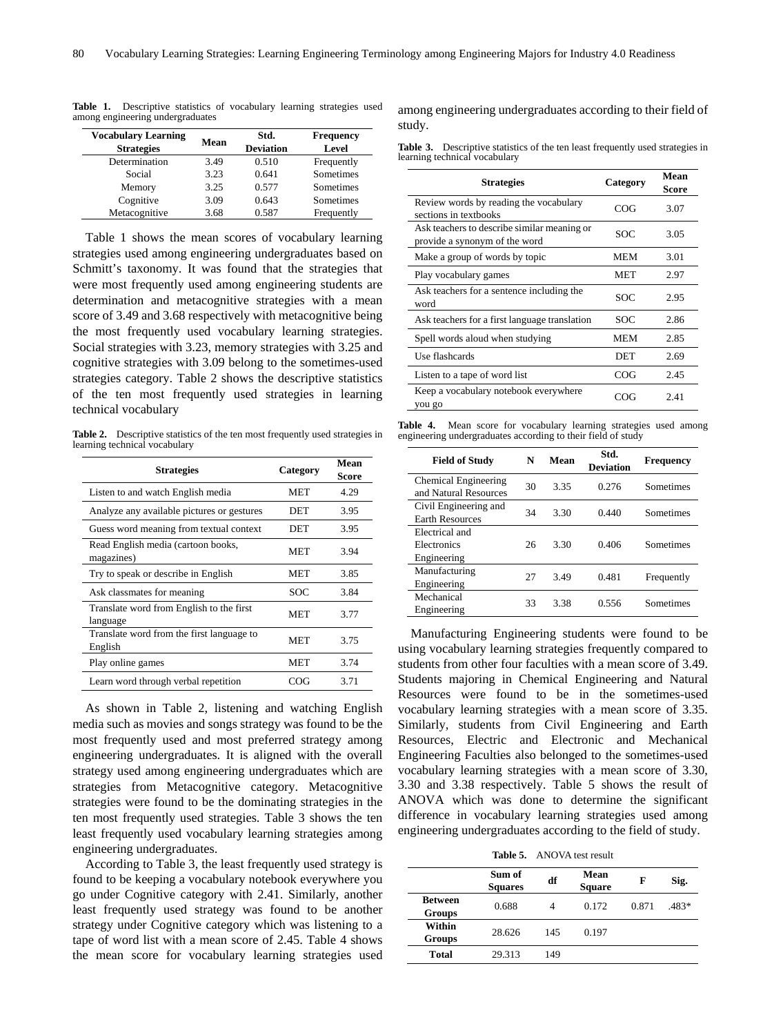**Table 1.** Descriptive statistics of vocabulary learning strategies used among engineering undergraduates

| Vocabulary Learning Strategies | Mean | Std. Deviation | Frequency Level |
|---|---|---|---|
| Determination | 3.49 | 0.510 | Frequently |
| Social | 3.23 | 0.641 | Sometimes |
| Memory | 3.25 | 0.577 | Sometimes |
| Cognitive | 3.09 | 0.643 | Sometimes |
| Metacognitive | 3.68 | 0.587 | Frequently |

Table 1 shows the mean scores of vocabulary learning strategies used among engineering undergraduates based on Schmitt's taxonomy. It was found that the strategies that were most frequently used among engineering students are determination and metacognitive strategies with a mean score of 3.49 and 3.68 respectively with metacognitive being the most frequently used vocabulary learning strategies. Social strategies with 3.23, memory strategies with 3.25 and cognitive strategies with 3.09 belong to the sometimes-used strategies category. Table 2 shows the descriptive statistics of the ten most frequently used strategies in learning technical vocabulary

**Table 2.** Descriptive statistics of the ten most frequently used strategies in learning technical vocabulary

| Strategies | Category | Mean Score |
|---|---|---|
| Listen to and watch English media | MET | 4.29 |
| Analyze any available pictures or gestures | DET | 3.95 |
| Guess word meaning from textual context | DET | 3.95 |
| Read English media (cartoon books, magazines) | MET | 3.94 |
| Try to speak or describe in English | MET | 3.85 |
| Ask classmates for meaning | SOC | 3.84 |
| Translate word from English to the first language | MET | 3.77 |
| Translate word from the first language to English | MET | 3.75 |
| Play online games | MET | 3.74 |
| Learn word through verbal repetition | COG | 3.71 |

As shown in Table 2, listening and watching English media such as movies and songs strategy was found to be the most frequently used and most preferred strategy among engineering undergraduates. It is aligned with the overall strategy used among engineering undergraduates which are strategies from Metacognitive category. Metacognitive strategies were found to be the dominating strategies in the ten most frequently used strategies. Table 3 shows the ten least frequently used vocabulary learning strategies among engineering undergraduates.

According to Table 3, the least frequently used strategy is found to be keeping a vocabulary notebook everywhere you go under Cognitive category with 2.41. Similarly, another least frequently used strategy was found to be another strategy under Cognitive category which was listening to a tape of word list with a mean score of 2.45. Table 4 shows the mean score for vocabulary learning strategies used among engineering undergraduates according to their field of study.

**Table 3.** Descriptive statistics of the ten least frequently used strategies in learning technical vocabulary

| Strategies | Category | Mean Score |
|---|---|---|
| Review words by reading the vocabulary sections in textbooks | COG | 3.07 |
| Ask teachers to describe similar meaning or provide a synonym of the word | SOC | 3.05 |
| Make a group of words by topic | MEM | 3.01 |
| Play vocabulary games | MET | 2.97 |
| Ask teachers for a sentence including the word | SOC | 2.95 |
| Ask teachers for a first language translation | SOC | 2.86 |
| Spell words aloud when studying | MEM | 2.85 |
| Use flashcards | DET | 2.69 |
| Listen to a tape of word list | COG | 2.45 |
| Keep a vocabulary notebook everywhere you go | COG | 2.41 |

**Table 4.** Mean score for vocabulary learning strategies used among engineering undergraduates according to their field of study

| Field of Study | N | Mean | Std. Deviation | Frequency |
|---|---|---|---|---|
| Chemical Engineering and Natural Resources | 30 | 3.35 | 0.276 | Sometimes |
| Civil Engineering and Earth Resources | 34 | 3.30 | 0.440 | Sometimes |
| Electrical and Electronics Engineering | 26 | 3.30 | 0.406 | Sometimes |
| Manufacturing Engineering | 27 | 3.49 | 0.481 | Frequently |
| Mechanical Engineering | 33 | 3.38 | 0.556 | Sometimes |

Manufacturing Engineering students were found to be using vocabulary learning strategies frequently compared to students from other four faculties with a mean score of 3.49. Students majoring in Chemical Engineering and Natural Resources were found to be in the sometimes-used vocabulary learning strategies with a mean score of 3.35. Similarly, students from Civil Engineering and Earth Resources, Electric and Electronic and Mechanical Engineering Faculties also belonged to the sometimes-used vocabulary learning strategies with a mean score of 3.30, 3.30 and 3.38 respectively. Table 5 shows the result of ANOVA which was done to determine the significant difference in vocabulary learning strategies used among engineering undergraduates according to the field of study.

**Table 5.** ANOVA test result

| | Sum of Squares | df | Mean Square | F | Sig. |
|---|---|---|---|---|---|
| **Between Groups** | 0.688 | 4 | 0.172 | 0.871 | .483* |
| **Within Groups** | 28.626 | 145 | 0.197 | | |
| **Total** | 29.313 | 149 | | | |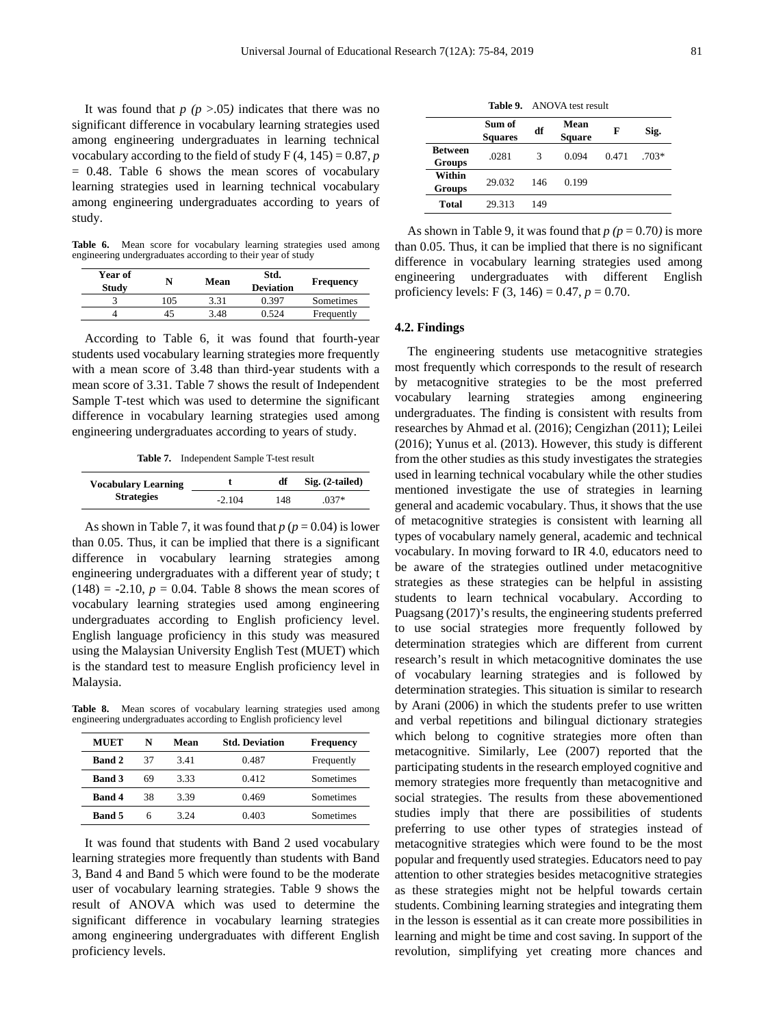It was found that $p$ ($p$ >.05) indicates that there was no significant difference in vocabulary learning strategies used among engineering undergraduates in learning technical vocabulary according to the field of study F (4, 145) = 0.87, $p$ = 0.48. Table 6 shows the mean scores of vocabulary learning strategies used in learning technical vocabulary among engineering undergraduates according to years of study.

**Table 6.** Mean score for vocabulary learning strategies used among engineering undergraduates according to their year of study

| Year of Study | N | Mean | Std. Deviation | Frequency |
|---|---|---|---|---|
| 3 | 105 | 3.31 | 0.397 | Sometimes |
| 4 | 45 | 3.48 | 0.524 | Frequently |

According to Table 6, it was found that fourth-year students used vocabulary learning strategies more frequently with a mean score of 3.48 than third-year students with a mean score of 3.31. Table 7 shows the result of Independent Sample T-test which was used to determine the significant difference in vocabulary learning strategies used among engineering undergraduates according to years of study.

**Table 7.** Independent Sample T-test result

| | t | df | Sig. (2-tailed) |
|---|---|---|---|
| Vocabulary Learning Strategies | -2.104 | 148 | .037* |

As shown in Table 7, it was found that $p$ ($p$ = 0.04) is lower than 0.05. Thus, it can be implied that there is a significant difference in vocabulary learning strategies among engineering undergraduates with a different year of study; t (148) = -2.10, $p$ = 0.04. Table 8 shows the mean scores of vocabulary learning strategies used among engineering undergraduates according to English proficiency level. English language proficiency in this study was measured using the Malaysian University English Test (MUET) which is the standard test to measure English proficiency level in Malaysia.

**Table 8.** Mean scores of vocabulary learning strategies used among engineering undergraduates according to English proficiency level

| MUET | N | Mean | Std. Deviation | Frequency |
|---|---|---|---|---|
| **Band 2** | 37 | 3.41 | 0.487 | Frequently |
| **Band 3** | 69 | 3.33 | 0.412 | Sometimes |
| **Band 4** | 38 | 3.39 | 0.469 | Sometimes |
| **Band 5** | 6 | 3.24 | 0.403 | Sometimes |

It was found that students with Band 2 used vocabulary learning strategies more frequently than students with Band 3, Band 4 and Band 5 which were found to be the moderate user of vocabulary learning strategies. Table 9 shows the result of ANOVA which was used to determine the significant difference in vocabulary learning strategies among engineering undergraduates with different English proficiency levels.

**Table 9.** ANOVA test result

| | Sum of Squares | df | Mean Square | F | Sig. |
|---|---|---|---|---|---|
| **Between Groups** | .0281 | 3 | 0.094 | 0.471 | .703* |
| **Within Groups** | 29.032 | 146 | 0.199 | | |
| **Total** | 29.313 | 149 | | | |

As shown in Table 9, it was found that $p$ ($p$ = 0.70) is more than 0.05. Thus, it can be implied that there is no significant difference in vocabulary learning strategies used among engineering undergraduates with different English proficiency levels: F (3, 146) = 0.47, $p$ = 0.70.

### 4.2. Findings

The engineering students use metacognitive strategies most frequently which corresponds to the result of research by metacognitive strategies to be the most preferred vocabulary learning strategies among engineering undergraduates. The finding is consistent with results from researches by Ahmad et al. (2016); Cengizhan (2011); Leilei (2016); Yunus et al. (2013). However, this study is different from the other studies as this study investigates the strategies used in learning technical vocabulary while the other studies mentioned investigate the use of strategies in learning general and academic vocabulary. Thus, it shows that the use of metacognitive strategies is consistent with learning all types of vocabulary namely general, academic and technical vocabulary. In moving forward to IR 4.0, educators need to be aware of the strategies outlined under metacognitive strategies as these strategies can be helpful in assisting students to learn technical vocabulary. According to Puagsang (2017)'s results, the engineering students preferred to use social strategies more frequently followed by determination strategies which are different from current research's result in which metacognitive dominates the use of vocabulary learning strategies and is followed by determination strategies. This situation is similar to research by Arani (2006) in which the students prefer to use written and verbal repetitions and bilingual dictionary strategies which belong to cognitive strategies more often than metacognitive. Similarly, Lee (2007) reported that the participating students in the research employed cognitive and memory strategies more frequently than metacognitive and social strategies. The results from these abovementioned studies imply that there are possibilities of students preferring to use other types of strategies instead of metacognitive strategies which were found to be the most popular and frequently used strategies. Educators need to pay attention to other strategies besides metacognitive strategies as these strategies might not be helpful towards certain students. Combining learning strategies and integrating them in the lesson is essential as it can create more possibilities in learning and might be time and cost saving. In support of the revolution, simplifying yet creating more chances and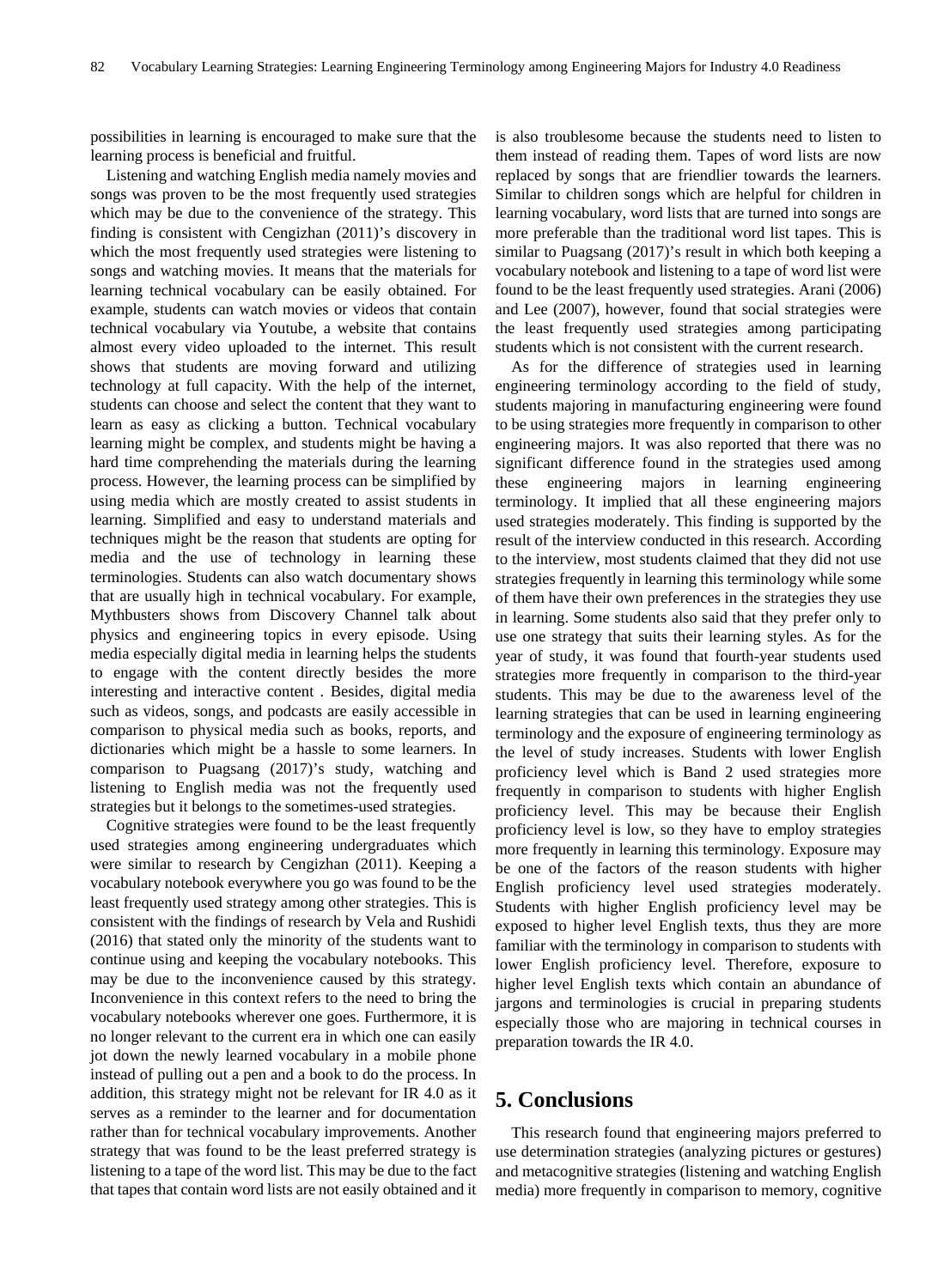possibilities in learning is encouraged to make sure that the learning process is beneficial and fruitful.

Listening and watching English media namely movies and songs was proven to be the most frequently used strategies which may be due to the convenience of the strategy. This finding is consistent with Cengizhan (2011)'s discovery in which the most frequently used strategies were listening to songs and watching movies. It means that the materials for learning technical vocabulary can be easily obtained. For example, students can watch movies or videos that contain technical vocabulary via Youtube, a website that contains almost every video uploaded to the internet. This result shows that students are moving forward and utilizing technology at full capacity. With the help of the internet, students can choose and select the content that they want to learn as easy as clicking a button. Technical vocabulary learning might be complex, and students might be having a hard time comprehending the materials during the learning process. However, the learning process can be simplified by using media which are mostly created to assist students in learning. Simplified and easy to understand materials and techniques might be the reason that students are opting for media and the use of technology in learning these terminologies. Students can also watch documentary shows that are usually high in technical vocabulary. For example, Mythbusters shows from Discovery Channel talk about physics and engineering topics in every episode. Using media especially digital media in learning helps the students to engage with the content directly besides the more interesting and interactive content . Besides, digital media such as videos, songs, and podcasts are easily accessible in comparison to physical media such as books, reports, and dictionaries which might be a hassle to some learners. In comparison to Puagsang (2017)'s study, watching and listening to English media was not the frequently used strategies but it belongs to the sometimes-used strategies.

Cognitive strategies were found to be the least frequently used strategies among engineering undergraduates which were similar to research by Cengizhan (2011). Keeping a vocabulary notebook everywhere you go was found to be the least frequently used strategy among other strategies. This is consistent with the findings of research by Vela and Rushidi (2016) that stated only the minority of the students want to continue using and keeping the vocabulary notebooks. This may be due to the inconvenience caused by this strategy. Inconvenience in this context refers to the need to bring the vocabulary notebooks wherever one goes. Furthermore, it is no longer relevant to the current era in which one can easily jot down the newly learned vocabulary in a mobile phone instead of pulling out a pen and a book to do the process. In addition, this strategy might not be relevant for IR 4.0 as it serves as a reminder to the learner and for documentation rather than for technical vocabulary improvements. Another strategy that was found to be the least preferred strategy is listening to a tape of the word list. This may be due to the fact that tapes that contain word lists are not easily obtained and it is also troublesome because the students need to listen to them instead of reading them. Tapes of word lists are now replaced by songs that are friendlier towards the learners. Similar to children songs which are helpful for children in learning vocabulary, word lists that are turned into songs are more preferable than the traditional word list tapes. This is similar to Puagsang (2017)'s result in which both keeping a vocabulary notebook and listening to a tape of word list were found to be the least frequently used strategies. Arani (2006) and Lee (2007), however, found that social strategies were the least frequently used strategies among participating students which is not consistent with the current research.

As for the difference of strategies used in learning engineering terminology according to the field of study, students majoring in manufacturing engineering were found to be using strategies more frequently in comparison to other engineering majors. It was also reported that there was no significant difference found in the strategies used among these engineering majors in learning engineering terminology. It implied that all these engineering majors used strategies moderately. This finding is supported by the result of the interview conducted in this research. According to the interview, most students claimed that they did not use strategies frequently in learning this terminology while some of them have their own preferences in the strategies they use in learning. Some students also said that they prefer only to use one strategy that suits their learning styles. As for the year of study, it was found that fourth-year students used strategies more frequently in comparison to the third-year students. This may be due to the awareness level of the learning strategies that can be used in learning engineering terminology and the exposure of engineering terminology as the level of study increases. Students with lower English proficiency level which is Band 2 used strategies more frequently in comparison to students with higher English proficiency level. This may be because their English proficiency level is low, so they have to employ strategies more frequently in learning this terminology. Exposure may be one of the factors of the reason students with higher English proficiency level used strategies moderately. Students with higher English proficiency level may be exposed to higher level English texts, thus they are more familiar with the terminology in comparison to students with lower English proficiency level. Therefore, exposure to higher level English texts which contain an abundance of jargons and terminologies is crucial in preparing students especially those who are majoring in technical courses in preparation towards the IR 4.0.

## 5. Conclusions

This research found that engineering majors preferred to use determination strategies (analyzing pictures or gestures) and metacognitive strategies (listening and watching English media) more frequently in comparison to memory, cognitive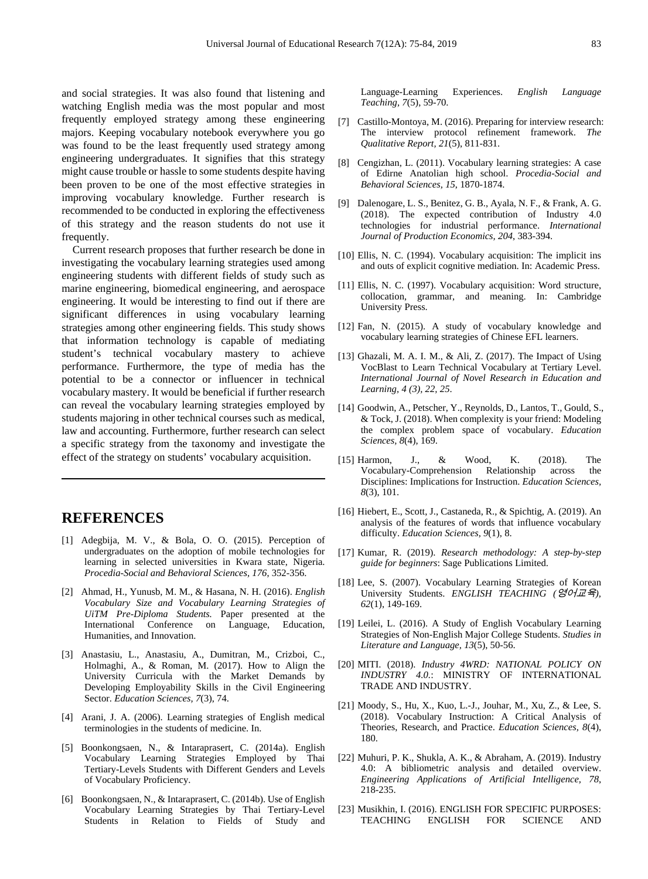and social strategies. It was also found that listening and watching English media was the most popular and most frequently employed strategy among these engineering majors. Keeping vocabulary notebook everywhere you go was found to be the least frequently used strategy among engineering undergraduates. It signifies that this strategy might cause trouble or hassle to some students despite having been proven to be one of the most effective strategies in improving vocabulary knowledge. Further research is recommended to be conducted in exploring the effectiveness of this strategy and the reason students do not use it frequently.

Current research proposes that further research be done in investigating the vocabulary learning strategies used among engineering students with different fields of study such as marine engineering, biomedical engineering, and aerospace engineering. It would be interesting to find out if there are significant differences in using vocabulary learning strategies among other engineering fields. This study shows that information technology is capable of mediating student's technical vocabulary mastery to achieve performance. Furthermore, the type of media has the potential to be a connector or influencer in technical vocabulary mastery. It would be beneficial if further research can reveal the vocabulary learning strategies employed by students majoring in other technical courses such as medical, law and accounting. Furthermore, further research can select a specific strategy from the taxonomy and investigate the effect of the strategy on students' vocabulary acquisition.

# REFERENCES

[1] Adegbija, M. V., & Bola, O. O. (2015). Perception of undergraduates on the adoption of mobile technologies for learning in selected universities in Kwara state, Nigeria. *Procedia-Social and Behavioral Sciences, 176*, 352-356.

[2] Ahmad, H., Yunusb, M. M., & Hasana, N. H. (2016). *English Vocabulary Size and Vocabulary Learning Strategies of UiTM Pre-Diploma Students.* Paper presented at the International Conference on Language, Education, Humanities, and Innovation.

[3] Anastasiu, L., Anastasiu, A., Dumitran, M., Crizboi, C., Holmaghi, A., & Roman, M. (2017). How to Align the University Curricula with the Market Demands by Developing Employability Skills in the Civil Engineering Sector. *Education Sciences, 7*(3), 74.

[4] Arani, J. A. (2006). Learning strategies of English medical terminologies in the students of medicine. In.

[5] Boonkongsaen, N., & Intaraprasert, C. (2014a). English Vocabulary Learning Strategies Employed by Thai Tertiary-Levels Students with Different Genders and Levels of Vocabulary Proficiency.

[6] Boonkongsaen, N., & Intaraprasert, C. (2014b). Use of English Vocabulary Learning Strategies by Thai Tertiary-Level Students in Relation to Fields of Study and Language-Learning Experiences. *English Language Teaching, 7*(5), 59-70.

[7] Castillo-Montoya, M. (2016). Preparing for interview research: The interview protocol refinement framework. *The Qualitative Report, 21*(5), 811-831.

[8] Cengizhan, L. (2011). Vocabulary learning strategies: A case of Edirne Anatolian high school. *Procedia-Social and Behavioral Sciences, 15*, 1870-1874.

[9] Dalenogare, L. S., Benitez, G. B., Ayala, N. F., & Frank, A. G. (2018). The expected contribution of Industry 4.0 technologies for industrial performance. *International Journal of Production Economics, 204*, 383-394.

[10] Ellis, N. C. (1994). Vocabulary acquisition: The implicit ins and outs of explicit cognitive mediation. In: Academic Press.

[11] Ellis, N. C. (1997). Vocabulary acquisition: Word structure, collocation, grammar, and meaning. In: Cambridge University Press.

[12] Fan, N. (2015). A study of vocabulary knowledge and vocabulary learning strategies of Chinese EFL learners.

[13] Ghazali, M. A. I. M., & Ali, Z. (2017). The Impact of Using VocBlast to Learn Technical Vocabulary at Tertiary Level. *International Journal of Novel Research in Education and Learning, 4 (3), 22, 25*.

[14] Goodwin, A., Petscher, Y., Reynolds, D., Lantos, T., Gould, S., & Tock, J. (2018). When complexity is your friend: Modeling the complex problem space of vocabulary. *Education Sciences, 8*(4), 169.

[15] Harmon, J., & Wood, K. (2018). The Vocabulary-Comprehension Relationship across the Disciplines: Implications for Instruction. *Education Sciences, 8*(3), 101.

[16] Hiebert, E., Scott, J., Castaneda, R., & Spichtig, A. (2019). An analysis of the features of words that influence vocabulary difficulty. *Education Sciences, 9*(1), 8.

[17] Kumar, R. (2019). *Research methodology: A step-by-step guide for beginners*: Sage Publications Limited.

[18] Lee, S. (2007). Vocabulary Learning Strategies of Korean University Students. *ENGLISH TEACHING (영어교육), 62*(1), 149-169.

[19] Leilei, L. (2016). A Study of English Vocabulary Learning Strategies of Non-English Major College Students. *Studies in Literature and Language, 13*(5), 50-56.

[20] MITI. (2018). *Industry 4WRD: NATIONAL POLICY ON INDUSTRY 4.0.*: MINISTRY OF INTERNATIONAL TRADE AND INDUSTRY.

[21] Moody, S., Hu, X., Kuo, L.-J., Jouhar, M., Xu, Z., & Lee, S. (2018). Vocabulary Instruction: A Critical Analysis of Theories, Research, and Practice. *Education Sciences, 8*(4), 180.

[22] Muhuri, P. K., Shukla, A. K., & Abraham, A. (2019). Industry 4.0: A bibliometric analysis and detailed overview. *Engineering Applications of Artificial Intelligence, 78*, 218-235.

[23] Musikhin, I. (2016). ENGLISH FOR SPECIFIC PURPOSES: TEACHING ENGLISH FOR SCIENCE AND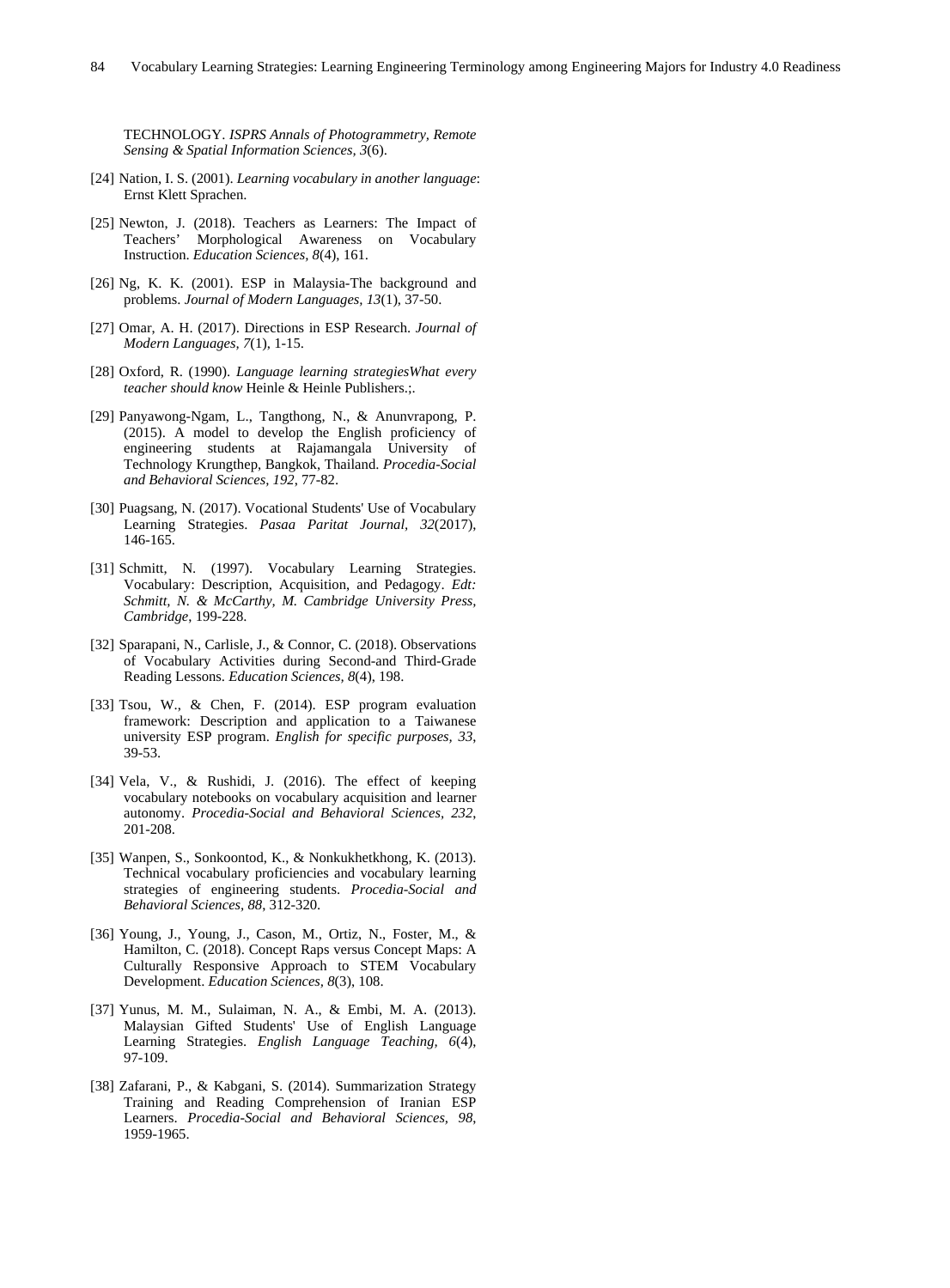TECHNOLOGY. *ISPRS Annals of Photogrammetry, Remote Sensing & Spatial Information Sciences, 3*(6).

[24] Nation, I. S. (2001). *Learning vocabulary in another language*: Ernst Klett Sprachen.

[25] Newton, J. (2018). Teachers as Learners: The Impact of Teachers' Morphological Awareness on Vocabulary Instruction. *Education Sciences, 8*(4), 161.

[26] Ng, K. K. (2001). ESP in Malaysia-The background and problems. *Journal of Modern Languages, 13*(1), 37-50.

[27] Omar, A. H. (2017). Directions in ESP Research. *Journal of Modern Languages, 7*(1), 1-15.

[28] Oxford, R. (1990). *Language learning strategiesWhat every teacher should know* Heinle & Heinle Publishers.;.

[29] Panyawong-Ngam, L., Tangthong, N., & Anunvrapong, P. (2015). A model to develop the English proficiency of engineering students at Rajamangala University of Technology Krungthep, Bangkok, Thailand. *Procedia-Social and Behavioral Sciences, 192*, 77-82.

[30] Puagsang, N. (2017). Vocational Students' Use of Vocabulary Learning Strategies. *Pasaa Paritat Journal, 32*(2017), 146-165.

[31] Schmitt, N. (1997). Vocabulary Learning Strategies. Vocabulary: Description, Acquisition, and Pedagogy. *Edt: Schmitt, N. & McCarthy, M. Cambridge University Press, Cambridge*, 199-228.

[32] Sparapani, N., Carlisle, J., & Connor, C. (2018). Observations of Vocabulary Activities during Second-and Third-Grade Reading Lessons. *Education Sciences, 8*(4), 198.

[33] Tsou, W., & Chen, F. (2014). ESP program evaluation framework: Description and application to a Taiwanese university ESP program. *English for specific purposes, 33*, 39-53.

[34] Vela, V., & Rushidi, J. (2016). The effect of keeping vocabulary notebooks on vocabulary acquisition and learner autonomy. *Procedia-Social and Behavioral Sciences, 232*, 201-208.

[35] Wanpen, S., Sonkoontod, K., & Nonkukhetkhong, K. (2013). Technical vocabulary proficiencies and vocabulary learning strategies of engineering students. *Procedia-Social and Behavioral Sciences, 88*, 312-320.

[36] Young, J., Young, J., Cason, M., Ortiz, N., Foster, M., & Hamilton, C. (2018). Concept Raps versus Concept Maps: A Culturally Responsive Approach to STEM Vocabulary Development. *Education Sciences, 8*(3), 108.

[37] Yunus, M. M., Sulaiman, N. A., & Embi, M. A. (2013). Malaysian Gifted Students' Use of English Language Learning Strategies. *English Language Teaching, 6*(4), 97-109.

[38] Zafarani, P., & Kabgani, S. (2014). Summarization Strategy Training and Reading Comprehension of Iranian ESP Learners. *Procedia-Social and Behavioral Sciences, 98*, 1959-1965.